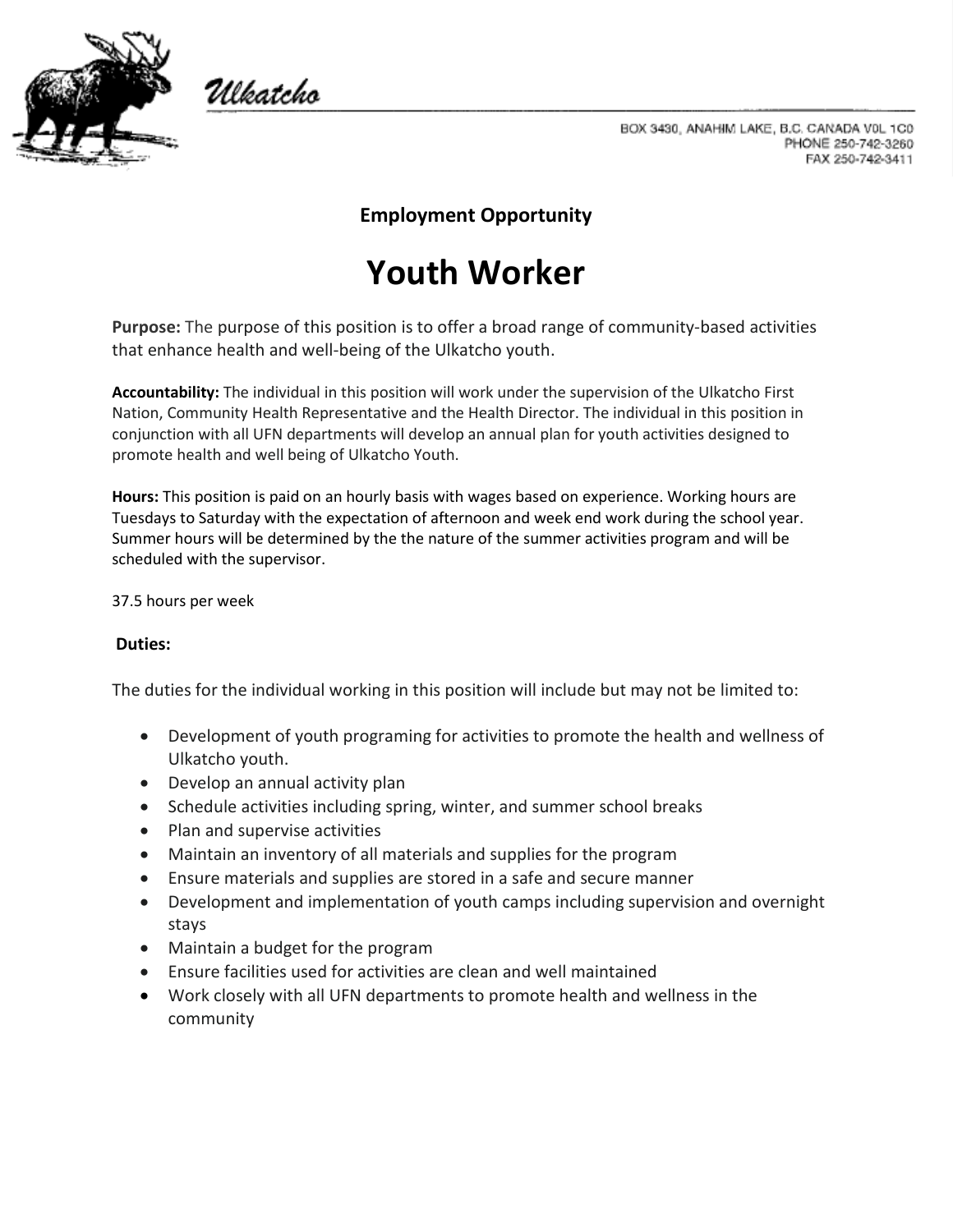Ulkatcho

BOX 3430, ANAHIM LAKE, B.C. CANADA V0L 1C0
PHONE 250-742-3260
FAX 250-742-3411

**Employment Opportunity**

# Youth Worker

**Purpose:** The purpose of this position is to offer a broad range of community-based activities that enhance health and well-being of the Ulkatcho youth.

**Accountability:** The individual in this position will work under the supervision of the Ulkatcho First Nation, Community Health Representative and the Health Director. The individual in this position in conjunction with all UFN departments will develop an annual plan for youth activities designed to promote health and well being of Ulkatcho Youth.

**Hours:** This position is paid on an hourly basis with wages based on experience. Working hours are Tuesdays to Saturday with the expectation of afternoon and week end work during the school year. Summer hours will be determined by the the nature of the summer activities program and will be scheduled with the supervisor.

37.5 hours per week

**Duties:**

The duties for the individual working in this position will include but may not be limited to:

- Development of youth programing for activities to promote the health and wellness of Ulkatcho youth.
- Develop an annual activity plan
- Schedule activities including spring, winter, and summer school breaks
- Plan and supervise activities
- Maintain an inventory of all materials and supplies for the program
- Ensure materials and supplies are stored in a safe and secure manner
- Development and implementation of youth camps including supervision and overnight stays
- Maintain a budget for the program
- Ensure facilities used for activities are clean and well maintained
- Work closely with all UFN departments to promote health and wellness in the community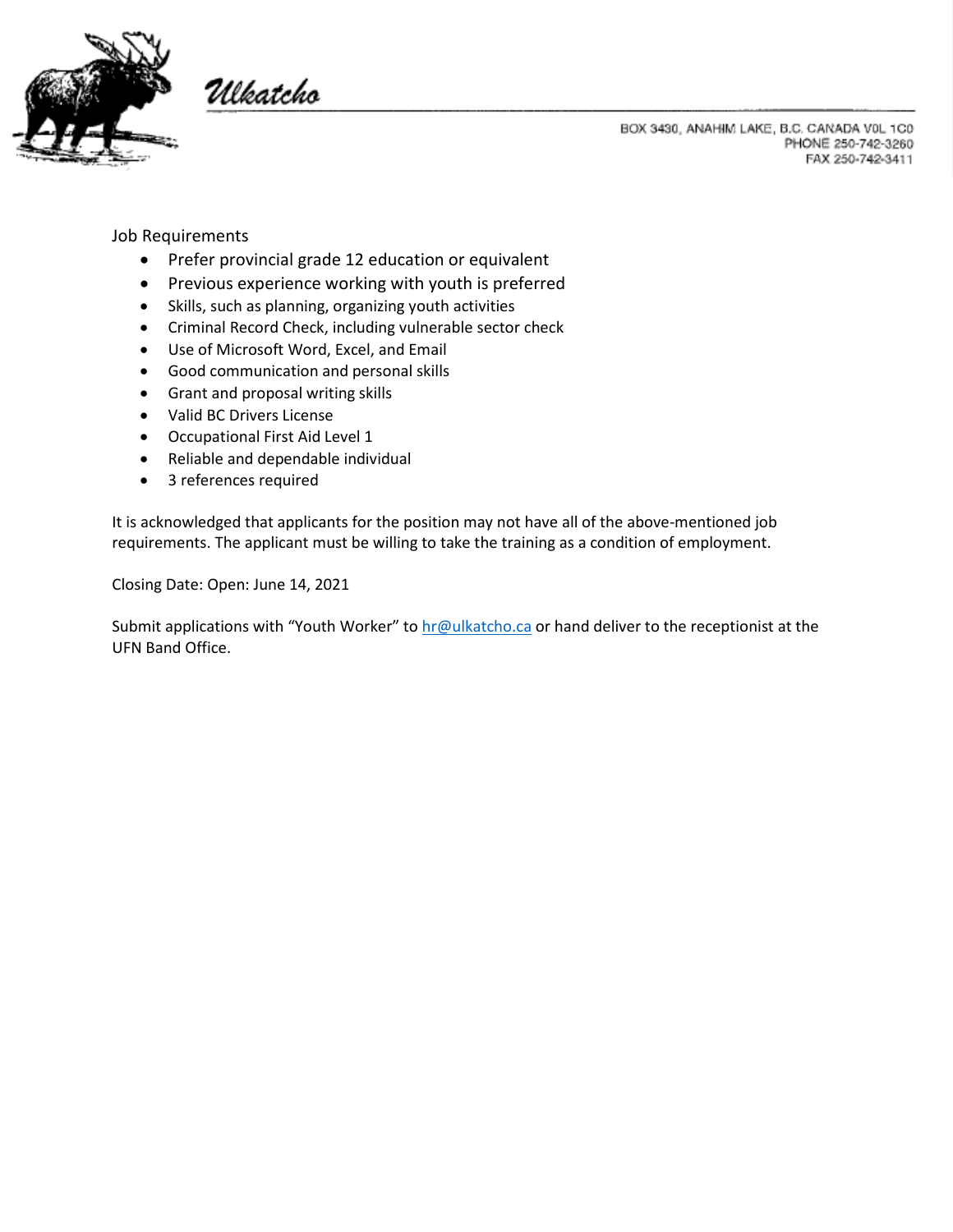Ulkatcho

BOX 3430, ANAHIM LAKE, B.C. CANADA V0L 1C0
PHONE 250-742-3260
FAX 250-742-3411

Job Requirements

- Prefer provincial grade 12 education or equivalent
- Previous experience working with youth is preferred
- Skills, such as planning, organizing youth activities
- Criminal Record Check, including vulnerable sector check
- Use of Microsoft Word, Excel, and Email
- Good communication and personal skills
- Grant and proposal writing skills
- Valid BC Drivers License
- Occupational First Aid Level 1
- Reliable and dependable individual
- 3 references required

It is acknowledged that applicants for the position may not have all of the above-mentioned job requirements. The applicant must be willing to take the training as a condition of employment.

Closing Date: Open: June 14, 2021

Submit applications with "Youth Worker" to hr@ulkatcho.ca or hand deliver to the receptionist at the UFN Band Office.